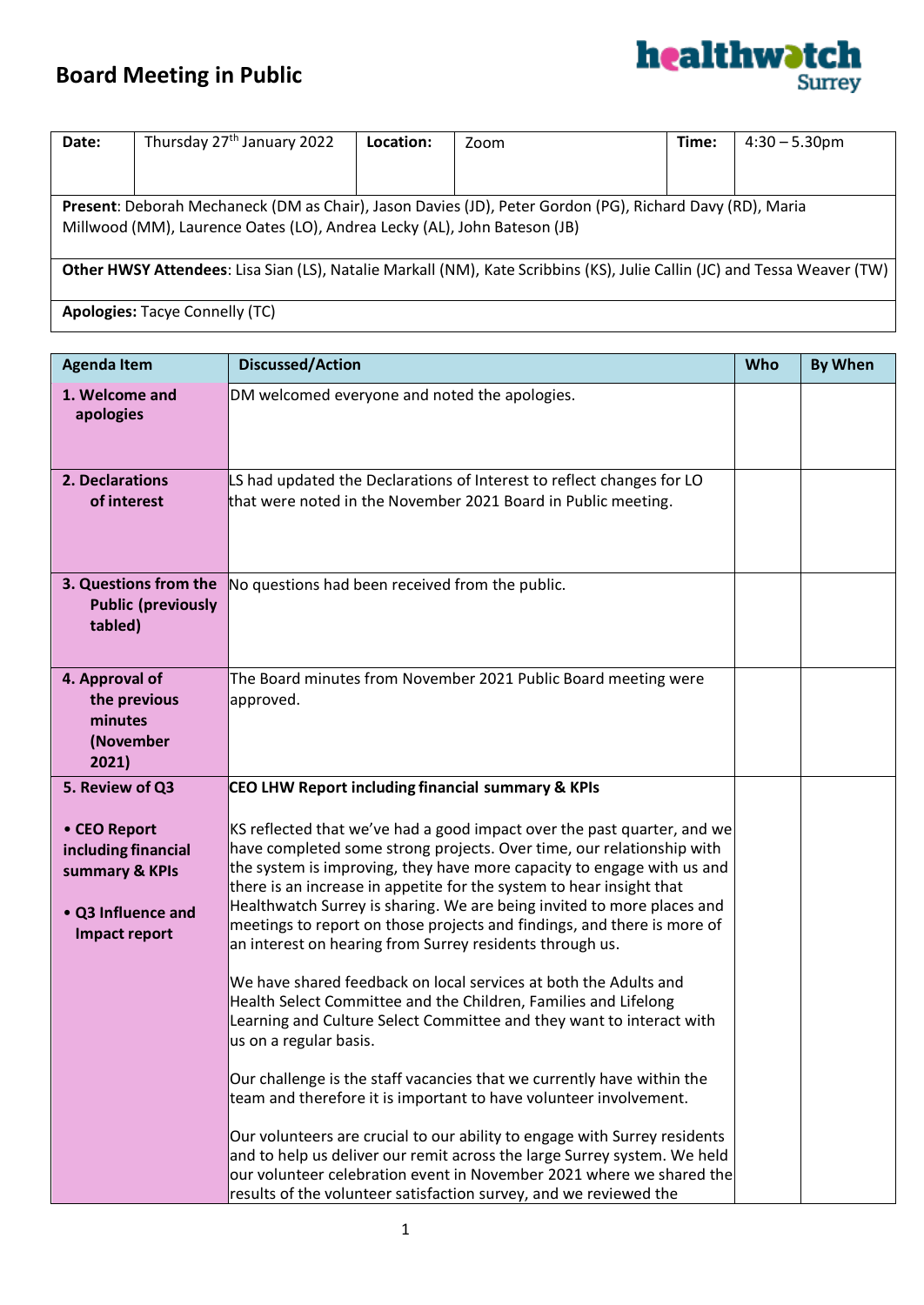# Board Meeting in Public

| Date: | Thursday 27th January 2022 | Location: | Zoom | Time: | 4:30 – 5.30pm |
|---|---|---|---|---|---|
| **Present**: Deborah Mechaneck (DM as Chair), Jason Davies (JD), Peter Gordon (PG), Richard Davy (RD), Maria Millwood (MM), Laurence Oates (LO), Andrea Lecky (AL), John Bateson (JB) | | | | | |
| **Other HWSY Attendees**: Lisa Sian (LS), Natalie Markall (NM), Kate Scribbins (KS), Julie Callin (JC) and Tessa Weaver (TW) | | | | | |
| **Apologies:** Tacye Connelly (TC) | | | | | |

| Agenda Item | Discussed/Action | Who | By When |
|---|---|---|---|
| **1. Welcome and apologies** | DM welcomed everyone and noted the apologies. | | |
| **2. Declarations of interest** | LS had updated the Declarations of Interest to reflect changes for LO that were noted in the November 2021 Board in Public meeting. | | |
| **3. Questions from the Public (previously tabled)** | No questions had been received from the public. | | |
| **4. Approval of the previous minutes (November 2021)** | The Board minutes from November 2021 Public Board meeting were approved. | | |
| **5. Review of Q3**<br><br>**• CEO Report including financial summary & KPIs**<br><br>**• Q3 Influence and Impact report** | **CEO LHW Report including financial summary & KPIs**<br><br>KS reflected that we've had a good impact over the past quarter, and we have completed some strong projects. Over time, our relationship with the system is improving, they have more capacity to engage with us and there is an increase in appetite for the system to hear insight that Healthwatch Surrey is sharing. We are being invited to more places and meetings to report on those projects and findings, and there is more of an interest on hearing from Surrey residents through us.<br><br>We have shared feedback on local services at both the Adults and Health Select Committee and the Children, Families and Lifelong Learning and Culture Select Committee and they want to interact with us on a regular basis.<br><br>Our challenge is the staff vacancies that we currently have within the team and therefore it is important to have volunteer involvement.<br><br>Our volunteers are crucial to our ability to engage with Surrey residents and to help us deliver our remit across the large Surrey system. We held our volunteer celebration event in November 2021 where we shared the results of the volunteer satisfaction survey, and we reviewed the | | |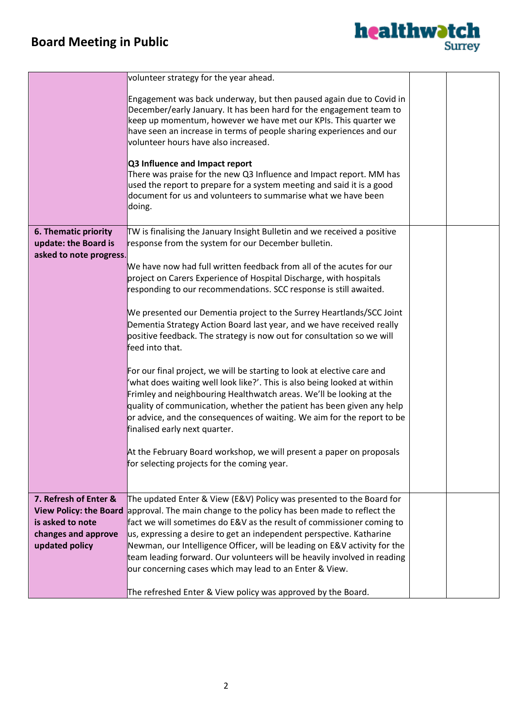| | | | |
|---|---|---|---|
| | volunteer strategy for the year ahead.<br><br>Engagement was back underway, but then paused again due to Covid in December/early January. It has been hard for the engagement team to keep up momentum, however we have met our KPIs. This quarter we have seen an increase in terms of people sharing experiences and our volunteer hours have also increased.<br><br>**Q3 Influence and Impact report**<br>There was praise for the new Q3 Influence and Impact report. MM has used the report to prepare for a system meeting and said it is a good document for us and volunteers to summarise what we have been doing. | | |
| **6. Thematic priority update: the Board is asked to note progress.** | TW is finalising the January Insight Bulletin and we received a positive response from the system for our December bulletin.<br><br>We have now had full written feedback from all of the acutes for our project on Carers Experience of Hospital Discharge, with hospitals responding to our recommendations. SCC response is still awaited.<br><br>We presented our Dementia project to the Surrey Heartlands/SCC Joint Dementia Strategy Action Board last year, and we have received really positive feedback. The strategy is now out for consultation so we will feed into that.<br><br>For our final project, we will be starting to look at elective care and 'what does waiting well look like?'. This is also being looked at within Frimley and neighbouring Healthwatch areas. We'll be looking at the quality of communication, whether the patient has been given any help or advice, and the consequences of waiting. We aim for the report to be finalised early next quarter.<br><br>At the February Board workshop, we will present a paper on proposals for selecting projects for the coming year. | | |
| **7. Refresh of Enter & View Policy: the Board is asked to note changes and approve updated policy** | The updated Enter & View (E&V) Policy was presented to the Board for approval. The main change to the policy has been made to reflect the fact we will sometimes do E&V as the result of commissioner coming to us, expressing a desire to get an independent perspective. Katharine Newman, our Intelligence Officer, will be leading on E&V activity for the team leading forward. Our volunteers will be heavily involved in reading our concerning cases which may lead to an Enter & View.<br><br>The refreshed Enter & View policy was approved by the Board. | | |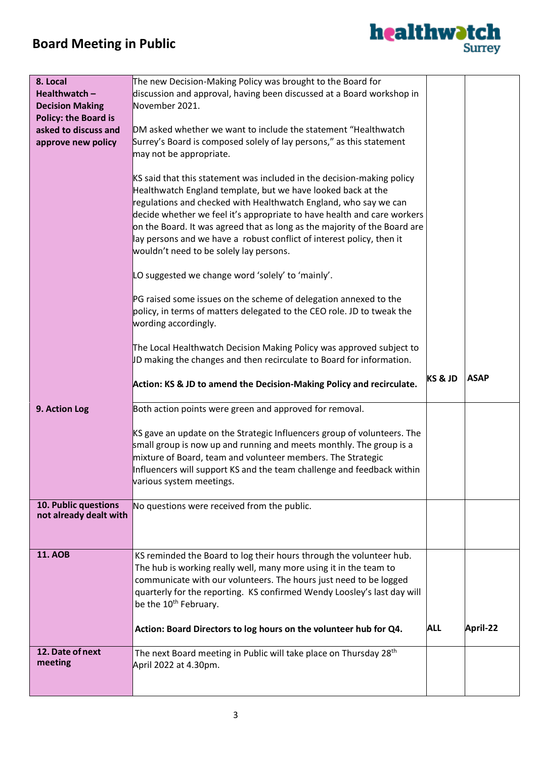| | | | |
|---|---|---|---|
| **8. Local Healthwatch – Decision Making Policy: the Board is asked to discuss and approve new policy** | The new Decision-Making Policy was brought to the Board for discussion and approval, having been discussed at a Board workshop in November 2021.<br><br>DM asked whether we want to include the statement "Healthwatch Surrey's Board is composed solely of lay persons," as this statement may not be appropriate.<br><br>KS said that this statement was included in the decision-making policy Healthwatch England template, but we have looked back at the regulations and checked with Healthwatch England, who say we can decide whether we feel it's appropriate to have health and care workers on the Board. It was agreed that as long as the majority of the Board are lay persons and we have a robust conflict of interest policy, then it wouldn't need to be solely lay persons.<br><br>LO suggested we change word 'solely' to 'mainly'.<br><br>PG raised some issues on the scheme of delegation annexed to the policy, in terms of matters delegated to the CEO role. JD to tweak the wording accordingly.<br><br>The Local Healthwatch Decision Making Policy was approved subject to JD making the changes and then recirculate to Board for information.<br><br>**Action: KS & JD to amend the Decision-Making Policy and recirculate.** | **KS & JD** | **ASAP** |
| **9. Action Log** | Both action points were green and approved for removal.<br><br>KS gave an update on the Strategic Influencers group of volunteers. The small group is now up and running and meets monthly. The group is a mixture of Board, team and volunteer members. The Strategic Influencers will support KS and the team challenge and feedback within various system meetings. | | |
| **10. Public questions not already dealt with** | No questions were received from the public. | | |
| **11. AOB** | KS reminded the Board to log their hours through the volunteer hub. The hub is working really well, many more using it in the team to communicate with our volunteers. The hours just need to be logged quarterly for the reporting. KS confirmed Wendy Loosley's last day will be the 10th February.<br><br>**Action: Board Directors to log hours on the volunteer hub for Q4.** | **ALL** | **April-22** |
| **12. Date of next meeting** | The next Board meeting in Public will take place on Thursday 28th April 2022 at 4.30pm. | | |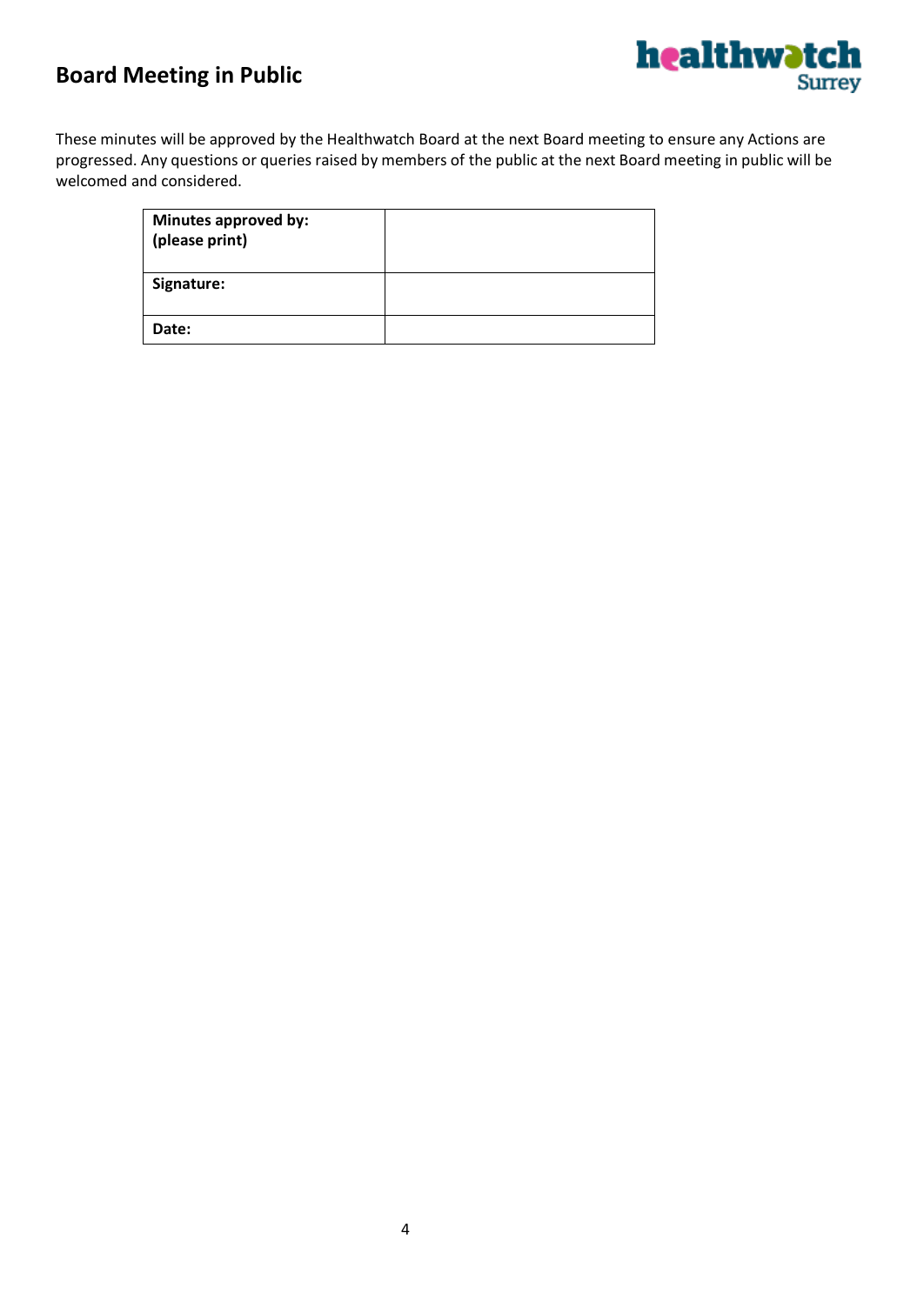These minutes will be approved by the Healthwatch Board at the next Board meeting to ensure any Actions are progressed. Any questions or queries raised by members of the public at the next Board meeting in public will be welcomed and considered.

| | |
|---|---|
| **Minutes approved by: (please print)** | |
| **Signature:** | |
| **Date:** | |